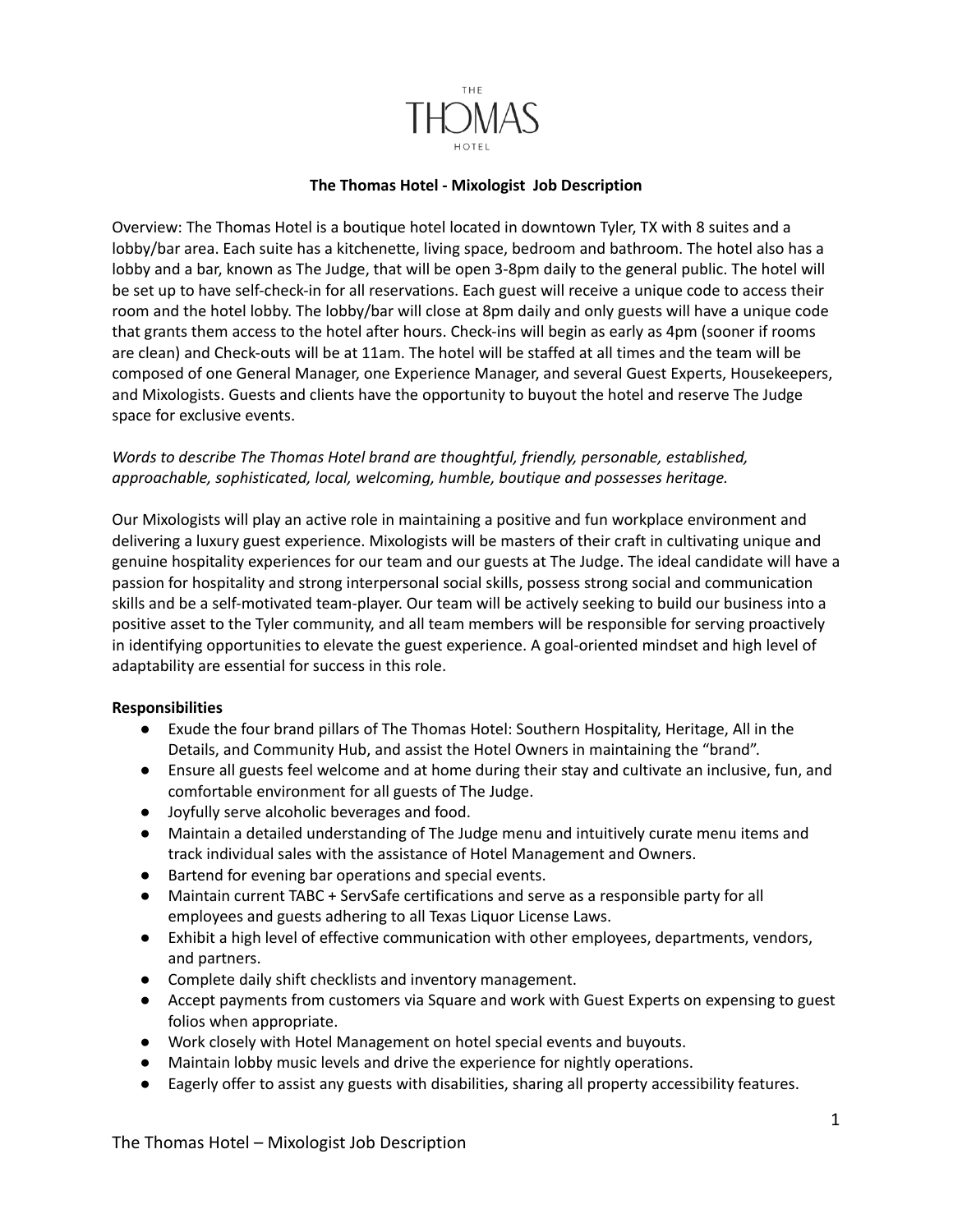THE THOMAS HOTEL

**The Thomas Hotel - Mixologist Job Description**

Overview: The Thomas Hotel is a boutique hotel located in downtown Tyler, TX with 8 suites and a lobby/bar area. Each suite has a kitchenette, living space, bedroom and bathroom. The hotel also has a lobby and a bar, known as The Judge, that will be open 3-8pm daily to the general public. The hotel will be set up to have self-check-in for all reservations. Each guest will receive a unique code to access their room and the hotel lobby. The lobby/bar will close at 8pm daily and only guests will have a unique code that grants them access to the hotel after hours. Check-ins will begin as early as 4pm (sooner if rooms are clean) and Check-outs will be at 11am. The hotel will be staffed at all times and the team will be composed of one General Manager, one Experience Manager, and several Guest Experts, Housekeepers, and Mixologists. Guests and clients have the opportunity to buyout the hotel and reserve The Judge space for exclusive events.

*Words to describe The Thomas Hotel brand are thoughtful, friendly, personable, established, approachable, sophisticated, local, welcoming, humble, boutique and possesses heritage.*

Our Mixologists will play an active role in maintaining a positive and fun workplace environment and delivering a luxury guest experience. Mixologists will be masters of their craft in cultivating unique and genuine hospitality experiences for our team and our guests at The Judge. The ideal candidate will have a passion for hospitality and strong interpersonal social skills, possess strong social and communication skills and be a self-motivated team-player. Our team will be actively seeking to build our business into a positive asset to the Tyler community, and all team members will be responsible for serving proactively in identifying opportunities to elevate the guest experience. A goal-oriented mindset and high level of adaptability are essential for success in this role.

**Responsibilities**

- Exude the four brand pillars of The Thomas Hotel: Southern Hospitality, Heritage, All in the Details, and Community Hub, and assist the Hotel Owners in maintaining the "brand".
- Ensure all guests feel welcome and at home during their stay and cultivate an inclusive, fun, and comfortable environment for all guests of The Judge.
- Joyfully serve alcoholic beverages and food.
- Maintain a detailed understanding of The Judge menu and intuitively curate menu items and track individual sales with the assistance of Hotel Management and Owners.
- Bartend for evening bar operations and special events.
- Maintain current TABC + ServSafe certifications and serve as a responsible party for all employees and guests adhering to all Texas Liquor License Laws.
- Exhibit a high level of effective communication with other employees, departments, vendors, and partners.
- Complete daily shift checklists and inventory management.
- Accept payments from customers via Square and work with Guest Experts on expensing to guest folios when appropriate.
- Work closely with Hotel Management on hotel special events and buyouts.
- Maintain lobby music levels and drive the experience for nightly operations.
- Eagerly offer to assist any guests with disabilities, sharing all property accessibility features.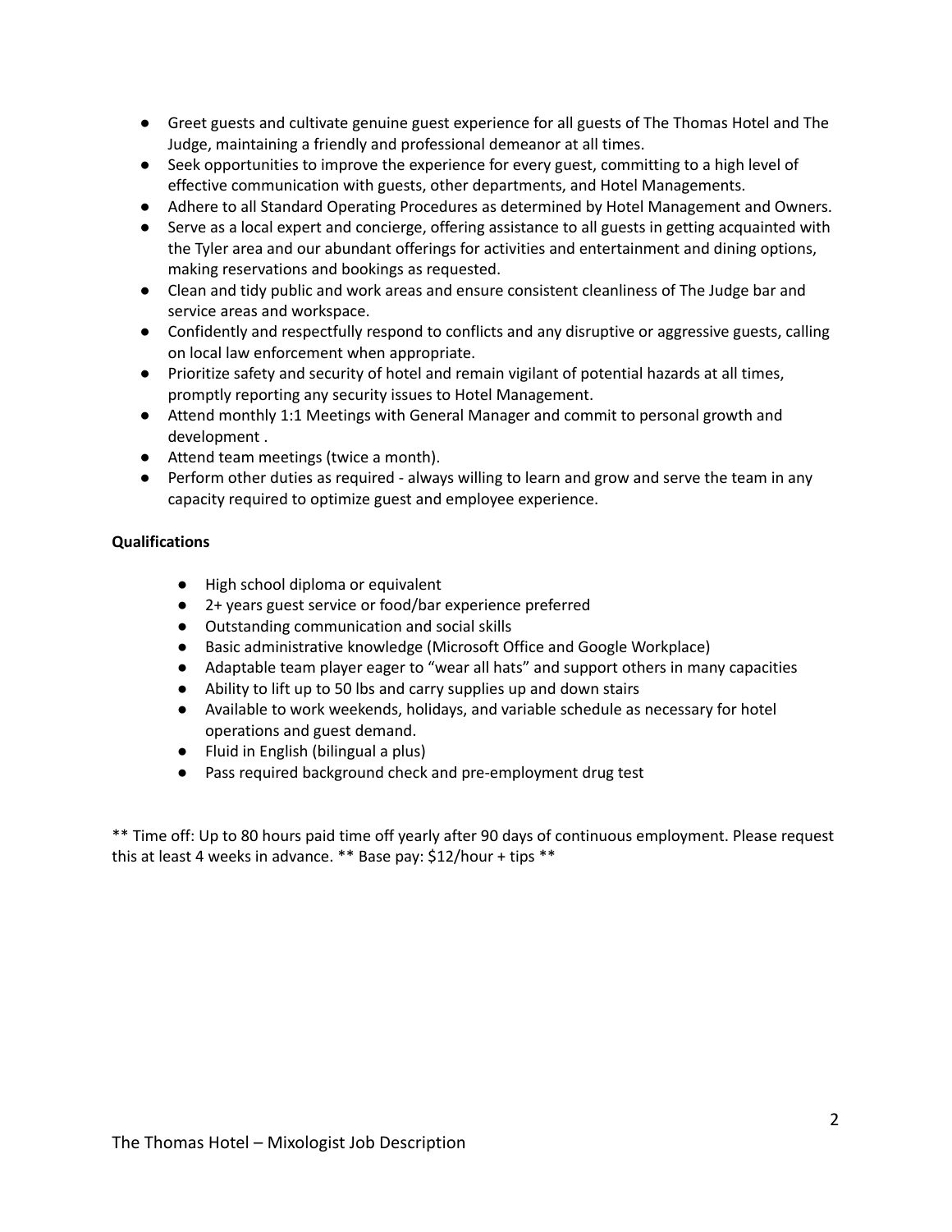- Greet guests and cultivate genuine guest experience for all guests of The Thomas Hotel and The Judge, maintaining a friendly and professional demeanor at all times.
- Seek opportunities to improve the experience for every guest, committing to a high level of effective communication with guests, other departments, and Hotel Managements.
- Adhere to all Standard Operating Procedures as determined by Hotel Management and Owners.
- Serve as a local expert and concierge, offering assistance to all guests in getting acquainted with the Tyler area and our abundant offerings for activities and entertainment and dining options, making reservations and bookings as requested.
- Clean and tidy public and work areas and ensure consistent cleanliness of The Judge bar and service areas and workspace.
- Confidently and respectfully respond to conflicts and any disruptive or aggressive guests, calling on local law enforcement when appropriate.
- Prioritize safety and security of hotel and remain vigilant of potential hazards at all times, promptly reporting any security issues to Hotel Management.
- Attend monthly 1:1 Meetings with General Manager and commit to personal growth and development .
- Attend team meetings (twice a month).
- Perform other duties as required - always willing to learn and grow and serve the team in any capacity required to optimize guest and employee experience.

**Qualifications**

- High school diploma or equivalent
- 2+ years guest service or food/bar experience preferred
- Outstanding communication and social skills
- Basic administrative knowledge (Microsoft Office and Google Workplace)
- Adaptable team player eager to "wear all hats" and support others in many capacities
- Ability to lift up to 50 lbs and carry supplies up and down stairs
- Available to work weekends, holidays, and variable schedule as necessary for hotel operations and guest demand.
- Fluid in English (bilingual a plus)
- Pass required background check and pre-employment drug test

** Time off: Up to 80 hours paid time off yearly after 90 days of continuous employment. Please request this at least 4 weeks in advance. ** Base pay: $12/hour + tips **